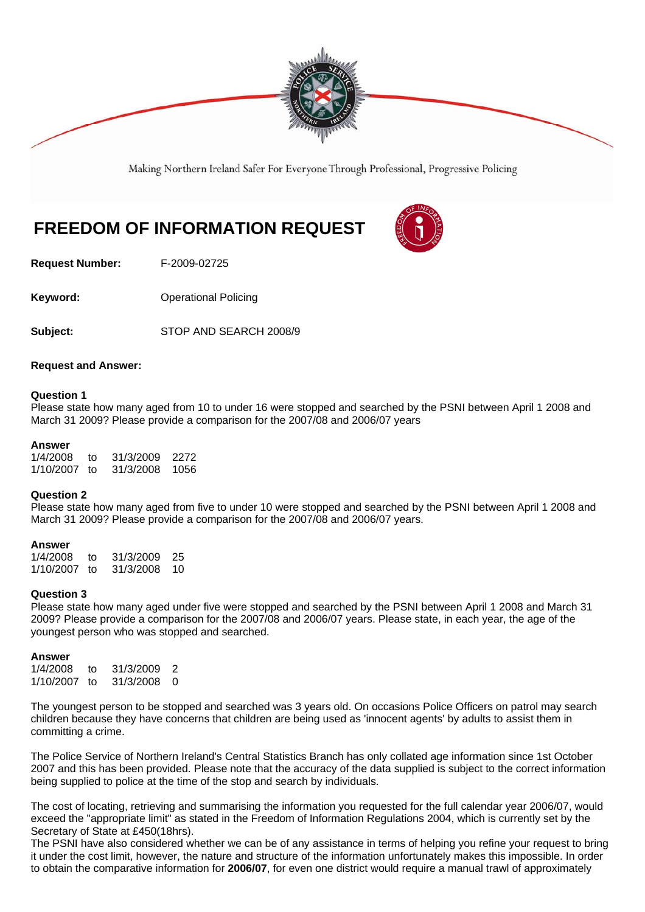Making Northern Ireland Safer For Everyone Through Professional, Progressive Policing

# FREEDOM OF INFORMATION REQUEST

**Request Number:** F-2009-02725

**Keyword:** Operational Policing

**Subject:** STOP AND SEARCH 2008/9

**Request and Answer:**

**Question 1**
Please state how many aged from 10 to under 16 were stopped and searched by the PSNI between April 1 2008 and March 31 2009? Please provide a comparison for the 2007/08 and 2006/07 years

**Answer**

| | | | |
|---|---|---|---|
| 1/4/2008 | to | 31/3/2009 | 2272 |
| 1/10/2007 | to | 31/3/2008 | 1056 |

**Question 2**
Please state how many aged from five to under 10 were stopped and searched by the PSNI between April 1 2008 and March 31 2009? Please provide a comparison for the 2007/08 and 2006/07 years.

**Answer**

| | | | |
|---|---|---|---|
| 1/4/2008 | to | 31/3/2009 | 25 |
| 1/10/2007 | to | 31/3/2008 | 10 |

**Question 3**
Please state how many aged under five were stopped and searched by the PSNI between April 1 2008 and March 31 2009? Please provide a comparison for the 2007/08 and 2006/07 years. Please state, in each year, the age of the youngest person who was stopped and searched.

**Answer**

| | | | |
|---|---|---|---|
| 1/4/2008 | to | 31/3/2009 | 2 |
| 1/10/2007 | to | 31/3/2008 | 0 |

The youngest person to be stopped and searched was 3 years old. On occasions Police Officers on patrol may search children because they have concerns that children are being used as 'innocent agents' by adults to assist them in committing a crime.

The Police Service of Northern Ireland's Central Statistics Branch has only collated age information since 1st October 2007 and this has been provided. Please note that the accuracy of the data supplied is subject to the correct information being supplied to police at the time of the stop and search by individuals.

The cost of locating, retrieving and summarising the information you requested for the full calendar year 2006/07, would exceed the "appropriate limit" as stated in the Freedom of Information Regulations 2004, which is currently set by the Secretary of State at £450(18hrs).
The PSNI have also considered whether we can be of any assistance in terms of helping you refine your request to bring it under the cost limit, however, the nature and structure of the information unfortunately makes this impossible. In order to obtain the comparative information for **2006/07**, for even one district would require a manual trawl of approximately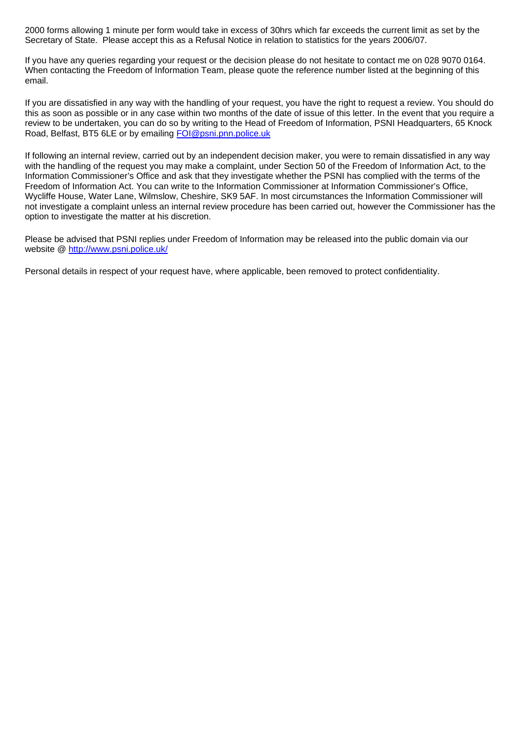2000 forms allowing 1 minute per form would take in excess of 30hrs which far exceeds the current limit as set by the Secretary of State. Please accept this as a Refusal Notice in relation to statistics for the years 2006/07.

If you have any queries regarding your request or the decision please do not hesitate to contact me on 028 9070 0164. When contacting the Freedom of Information Team, please quote the reference number listed at the beginning of this email.

If you are dissatisfied in any way with the handling of your request, you have the right to request a review. You should do this as soon as possible or in any case within two months of the date of issue of this letter. In the event that you require a review to be undertaken, you can do so by writing to the Head of Freedom of Information, PSNI Headquarters, 65 Knock Road, Belfast, BT5 6LE or by emailing FOI@psni.pnn.police.uk

If following an internal review, carried out by an independent decision maker, you were to remain dissatisfied in any way with the handling of the request you may make a complaint, under Section 50 of the Freedom of Information Act, to the Information Commissioner's Office and ask that they investigate whether the PSNI has complied with the terms of the Freedom of Information Act. You can write to the Information Commissioner at Information Commissioner's Office, Wycliffe House, Water Lane, Wilmslow, Cheshire, SK9 5AF. In most circumstances the Information Commissioner will not investigate a complaint unless an internal review procedure has been carried out, however the Commissioner has the option to investigate the matter at his discretion.

Please be advised that PSNI replies under Freedom of Information may be released into the public domain via our website @ http://www.psni.police.uk/

Personal details in respect of your request have, where applicable, been removed to protect confidentiality.